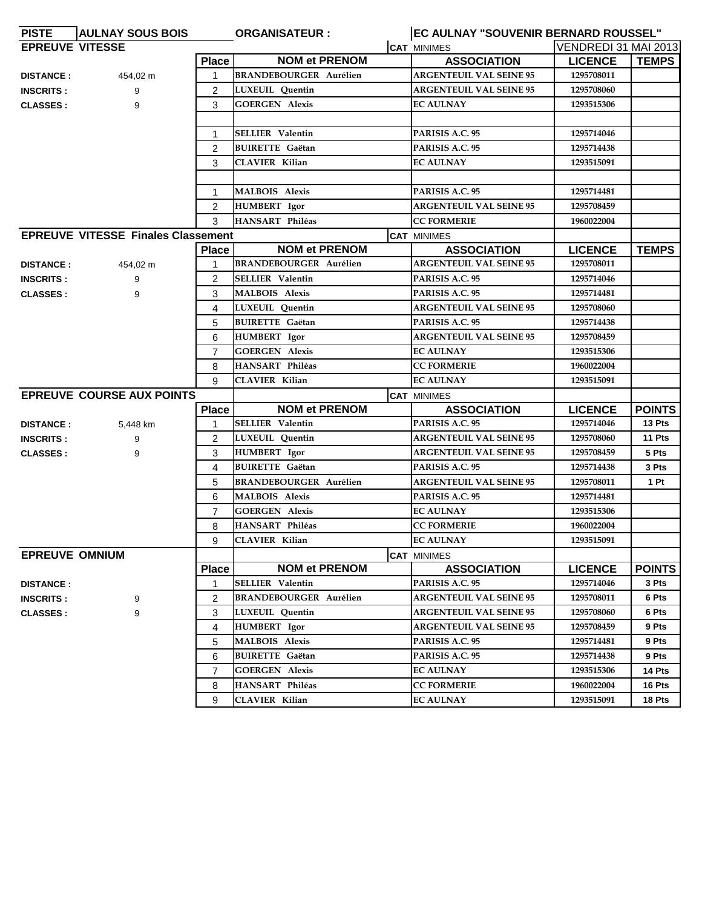| PISTE | AULNAY SOUS BOIS | ORGANISATEUR : | EC AULNAY "SOUVENIR BERNARD ROUSSEL" | | | |
|---|---|---|---|---|---|---|

## EPREUVE VITESSE

CAT MINIMES — VENDREDI 31 MAI 2013

DISTANCE : 454,02 m
INSCRITS : 9
CLASSES : 9

| Place | NOM et PRENOM | ASSOCIATION | LICENCE | TEMPS |
|---|---|---|---|---|
| 1 | BRANDEBOURGER Aurélien | ARGENTEUIL VAL SEINE 95 | 1295708011 | |
| 2 | LUXEUIL Quentin | ARGENTEUIL VAL SEINE 95 | 1295708060 | |
| 3 | GOERGEN Alexis | EC AULNAY | 1293515306 | |
| | | | | |
| 1 | SELLIER Valentin | PARISIS A.C. 95 | 1295714046 | |
| 2 | BUIRETTE Gaëtan | PARISIS A.C. 95 | 1295714438 | |
| 3 | CLAVIER Kilian | EC AULNAY | 1293515091 | |
| | | | | |
| 1 | MALBOIS Alexis | PARISIS A.C. 95 | 1295714481 | |
| 2 | HUMBERT Igor | ARGENTEUIL VAL SEINE 95 | 1295708459 | |
| 3 | HANSART Philéas | CC FORMERIE | 1960022004 | |

## EPREUVE VITESSE Finales Classement

CAT MINIMES

DISTANCE : 454,02 m
INSCRITS : 9
CLASSES : 9

| Place | NOM et PRENOM | ASSOCIATION | LICENCE | TEMPS |
|---|---|---|---|---|
| 1 | BRANDEBOURGER Aurélien | ARGENTEUIL VAL SEINE 95 | 1295708011 | |
| 2 | SELLIER Valentin | PARISIS A.C. 95 | 1295714046 | |
| 3 | MALBOIS Alexis | PARISIS A.C. 95 | 1295714481 | |
| 4 | LUXEUIL Quentin | ARGENTEUIL VAL SEINE 95 | 1295708060 | |
| 5 | BUIRETTE Gaëtan | PARISIS A.C. 95 | 1295714438 | |
| 6 | HUMBERT Igor | ARGENTEUIL VAL SEINE 95 | 1295708459 | |
| 7 | GOERGEN Alexis | EC AULNAY | 1293515306 | |
| 8 | HANSART Philéas | CC FORMERIE | 1960022004 | |
| 9 | CLAVIER Kilian | EC AULNAY | 1293515091 | |

## EPREUVE COURSE AUX POINTS

CAT MINIMES

DISTANCE : 5,448 km
INSCRITS : 9
CLASSES : 9

| Place | NOM et PRENOM | ASSOCIATION | LICENCE | POINTS |
|---|---|---|---|---|
| 1 | SELLIER Valentin | PARISIS A.C. 95 | 1295714046 | 13 Pts |
| 2 | LUXEUIL Quentin | ARGENTEUIL VAL SEINE 95 | 1295708060 | 11 Pts |
| 3 | HUMBERT Igor | ARGENTEUIL VAL SEINE 95 | 1295708459 | 5 Pts |
| 4 | BUIRETTE Gaëtan | PARISIS A.C. 95 | 1295714438 | 3 Pts |
| 5 | BRANDEBOURGER Aurélien | ARGENTEUIL VAL SEINE 95 | 1295708011 | 1 Pt |
| 6 | MALBOIS Alexis | PARISIS A.C. 95 | 1295714481 | |
| 7 | GOERGEN Alexis | EC AULNAY | 1293515306 | |
| 8 | HANSART Philéas | CC FORMERIE | 1960022004 | |
| 9 | CLAVIER Kilian | EC AULNAY | 1293515091 | |

## EPREUVE OMNIUM

CAT MINIMES

DISTANCE :
INSCRITS : 9
CLASSES : 9

| Place | NOM et PRENOM | ASSOCIATION | LICENCE | POINTS |
|---|---|---|---|---|
| 1 | SELLIER Valentin | PARISIS A.C. 95 | 1295714046 | 3 Pts |
| 2 | BRANDEBOURGER Aurélien | ARGENTEUIL VAL SEINE 95 | 1295708011 | 6 Pts |
| 3 | LUXEUIL Quentin | ARGENTEUIL VAL SEINE 95 | 1295708060 | 6 Pts |
| 4 | HUMBERT Igor | ARGENTEUIL VAL SEINE 95 | 1295708459 | 9 Pts |
| 5 | MALBOIS Alexis | PARISIS A.C. 95 | 1295714481 | 9 Pts |
| 6 | BUIRETTE Gaëtan | PARISIS A.C. 95 | 1295714438 | 9 Pts |
| 7 | GOERGEN Alexis | EC AULNAY | 1293515306 | 14 Pts |
| 8 | HANSART Philéas | CC FORMERIE | 1960022004 | 16 Pts |
| 9 | CLAVIER Kilian | EC AULNAY | 1293515091 | 18 Pts |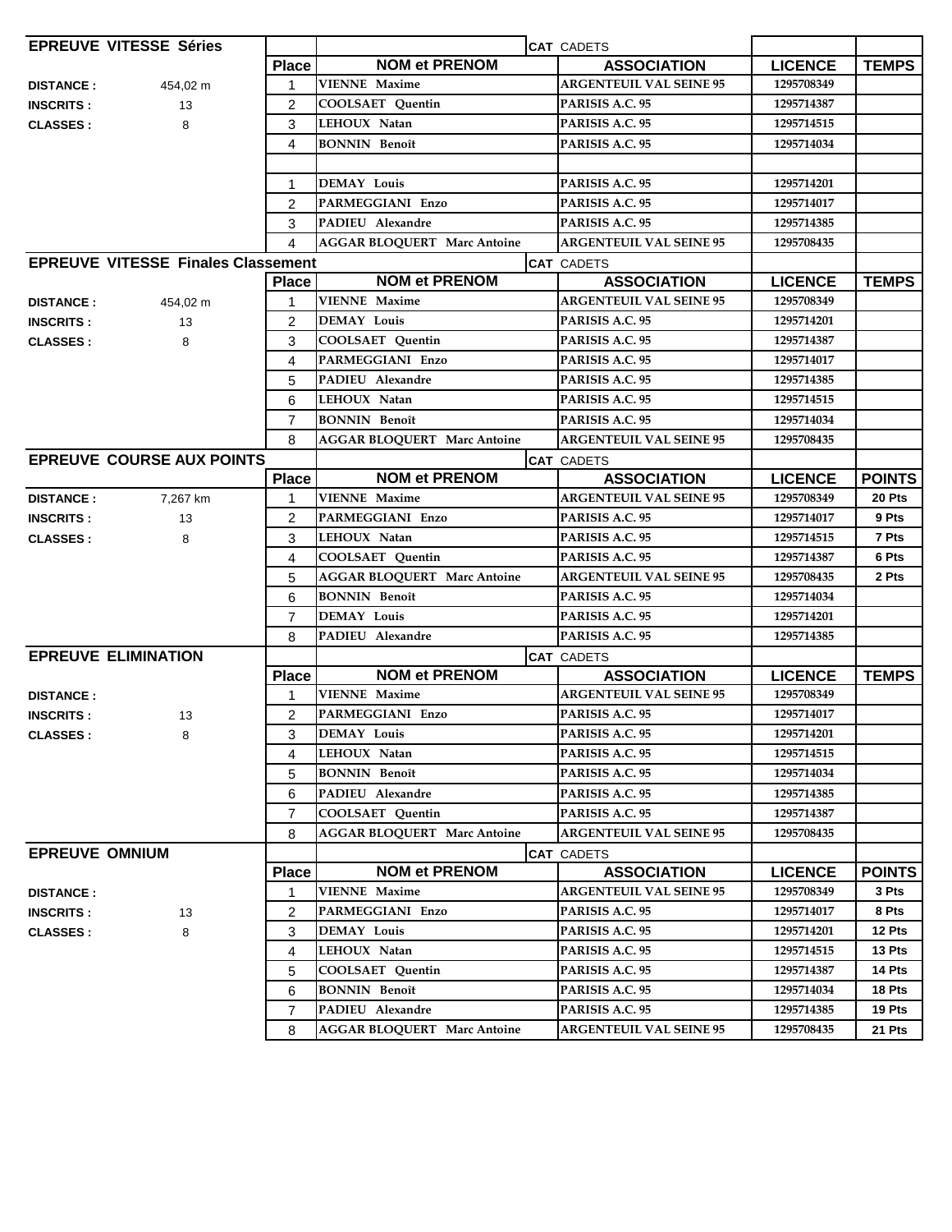## EPREUVE VITESSE Séries

CAT CADETS

| | | Place | NOM et PRENOM | ASSOCIATION | LICENCE | TEMPS |
|---|---|---|---|---|---|---|
| DISTANCE : | 454,02 m | 1 | VIENNE Maxime | ARGENTEUIL VAL SEINE 95 | 1295708349 | |
| INSCRITS : | 13 | 2 | COOLSAET Quentin | PARISIS A.C. 95 | 1295714387 | |
| CLASSES : | 8 | 3 | LEHOUX Natan | PARISIS A.C. 95 | 1295714515 | |
| | | 4 | BONNIN Benoît | PARISIS A.C. 95 | 1295714034 | |
| | | | | | | |
| | | 1 | DEMAY Louis | PARISIS A.C. 95 | 1295714201 | |
| | | 2 | PARMEGGIANI Enzo | PARISIS A.C. 95 | 1295714017 | |
| | | 3 | PADIEU Alexandre | PARISIS A.C. 95 | 1295714385 | |
| | | 4 | AGGAR BLOQUERT Marc Antoine | ARGENTEUIL VAL SEINE 95 | 1295708435 | |

## EPREUVE VITESSE Finales Classement

CAT CADETS

| | | Place | NOM et PRENOM | ASSOCIATION | LICENCE | TEMPS |
|---|---|---|---|---|---|---|
| DISTANCE : | 454,02 m | 1 | VIENNE Maxime | ARGENTEUIL VAL SEINE 95 | 1295708349 | |
| INSCRITS : | 13 | 2 | DEMAY Louis | PARISIS A.C. 95 | 1295714201 | |
| CLASSES : | 8 | 3 | COOLSAET Quentin | PARISIS A.C. 95 | 1295714387 | |
| | | 4 | PARMEGGIANI Enzo | PARISIS A.C. 95 | 1295714017 | |
| | | 5 | PADIEU Alexandre | PARISIS A.C. 95 | 1295714385 | |
| | | 6 | LEHOUX Natan | PARISIS A.C. 95 | 1295714515 | |
| | | 7 | BONNIN Benoît | PARISIS A.C. 95 | 1295714034 | |
| | | 8 | AGGAR BLOQUERT Marc Antoine | ARGENTEUIL VAL SEINE 95 | 1295708435 | |

## EPREUVE COURSE AUX POINTS

CAT CADETS

| | | Place | NOM et PRENOM | ASSOCIATION | LICENCE | POINTS |
|---|---|---|---|---|---|---|
| DISTANCE : | 7,267 km | 1 | VIENNE Maxime | ARGENTEUIL VAL SEINE 95 | 1295708349 | 20 Pts |
| INSCRITS : | 13 | 2 | PARMEGGIANI Enzo | PARISIS A.C. 95 | 1295714017 | 9 Pts |
| CLASSES : | 8 | 3 | LEHOUX Natan | PARISIS A.C. 95 | 1295714515 | 7 Pts |
| | | 4 | COOLSAET Quentin | PARISIS A.C. 95 | 1295714387 | 6 Pts |
| | | 5 | AGGAR BLOQUERT Marc Antoine | ARGENTEUIL VAL SEINE 95 | 1295708435 | 2 Pts |
| | | 6 | BONNIN Benoît | PARISIS A.C. 95 | 1295714034 | |
| | | 7 | DEMAY Louis | PARISIS A.C. 95 | 1295714201 | |
| | | 8 | PADIEU Alexandre | PARISIS A.C. 95 | 1295714385 | |

## EPREUVE ELIMINATION

CAT CADETS

| | | Place | NOM et PRENOM | ASSOCIATION | LICENCE | TEMPS |
|---|---|---|---|---|---|---|
| DISTANCE : | | 1 | VIENNE Maxime | ARGENTEUIL VAL SEINE 95 | 1295708349 | |
| INSCRITS : | 13 | 2 | PARMEGGIANI Enzo | PARISIS A.C. 95 | 1295714017 | |
| CLASSES : | 8 | 3 | DEMAY Louis | PARISIS A.C. 95 | 1295714201 | |
| | | 4 | LEHOUX Natan | PARISIS A.C. 95 | 1295714515 | |
| | | 5 | BONNIN Benoît | PARISIS A.C. 95 | 1295714034 | |
| | | 6 | PADIEU Alexandre | PARISIS A.C. 95 | 1295714385 | |
| | | 7 | COOLSAET Quentin | PARISIS A.C. 95 | 1295714387 | |
| | | 8 | AGGAR BLOQUERT Marc Antoine | ARGENTEUIL VAL SEINE 95 | 1295708435 | |

## EPREUVE OMNIUM

CAT CADETS

| | | Place | NOM et PRENOM | ASSOCIATION | LICENCE | POINTS |
|---|---|---|---|---|---|---|
| DISTANCE : | | 1 | VIENNE Maxime | ARGENTEUIL VAL SEINE 95 | 1295708349 | 3 Pts |
| INSCRITS : | 13 | 2 | PARMEGGIANI Enzo | PARISIS A.C. 95 | 1295714017 | 8 Pts |
| CLASSES : | 8 | 3 | DEMAY Louis | PARISIS A.C. 95 | 1295714201 | 12 Pts |
| | | 4 | LEHOUX Natan | PARISIS A.C. 95 | 1295714515 | 13 Pts |
| | | 5 | COOLSAET Quentin | PARISIS A.C. 95 | 1295714387 | 14 Pts |
| | | 6 | BONNIN Benoît | PARISIS A.C. 95 | 1295714034 | 18 Pts |
| | | 7 | PADIEU Alexandre | PARISIS A.C. 95 | 1295714385 | 19 Pts |
| | | 8 | AGGAR BLOQUERT Marc Antoine | ARGENTEUIL VAL SEINE 95 | 1295708435 | 21 Pts |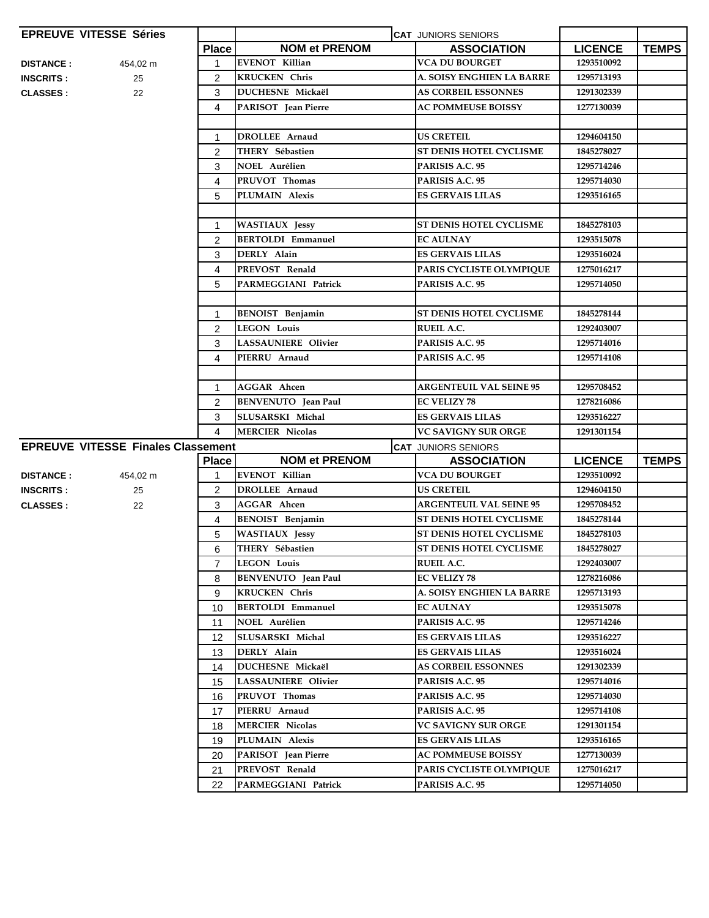## EPREUVE VITESSE Séries

**DISTANCE :** 454,02 m
**INSCRITS :** 25
**CLASSES :** 22

**CAT** JUNIORS SENIORS

| Place | NOM et PRENOM | ASSOCIATION | LICENCE | TEMPS |
|---|---|---|---|---|
| 1 | EVENOT Killian | VCA DU BOURGET | 1293510092 | |
| 2 | KRUCKEN Chris | A. SOISY ENGHIEN LA BARRE | 1295713193 | |
| 3 | DUCHESNE Mickaël | AS CORBEIL ESSONNES | 1291302339 | |
| 4 | PARISOT Jean Pierre | AC POMMEUSE BOISSY | 1277130039 | |
| | | | | |
| 1 | DROLLEE Arnaud | US CRETEIL | 1294604150 | |
| 2 | THERY Sébastien | ST DENIS HOTEL CYCLISME | 1845278027 | |
| 3 | NOEL Aurélien | PARISIS A.C. 95 | 1295714246 | |
| 4 | PRUVOT Thomas | PARISIS A.C. 95 | 1295714030 | |
| 5 | PLUMAIN Alexis | ES GERVAIS LILAS | 1293516165 | |
| | | | | |
| 1 | WASTIAUX Jessy | ST DENIS HOTEL CYCLISME | 1845278103 | |
| 2 | BERTOLDI Emmanuel | EC AULNAY | 1293515078 | |
| 3 | DERLY Alain | ES GERVAIS LILAS | 1293516024 | |
| 4 | PREVOST Renald | PARIS CYCLISTE OLYMPIQUE | 1275016217 | |
| 5 | PARMEGGIANI Patrick | PARISIS A.C. 95 | 1295714050 | |
| | | | | |
| 1 | BENOIST Benjamin | ST DENIS HOTEL CYCLISME | 1845278144 | |
| 2 | LEGON Louis | RUEIL A.C. | 1292403007 | |
| 3 | LASSAUNIERE Olivier | PARISIS A.C. 95 | 1295714016 | |
| 4 | PIERRU Arnaud | PARISIS A.C. 95 | 1295714108 | |
| | | | | |
| 1 | AGGAR Ahcen | ARGENTEUIL VAL SEINE 95 | 1295708452 | |
| 2 | BENVENUTO Jean Paul | EC VELIZY 78 | 1278216086 | |
| 3 | SLUSARSKI Michal | ES GERVAIS LILAS | 1293516227 | |
| 4 | MERCIER Nicolas | VC SAVIGNY SUR ORGE | 1291301154 | |

## EPREUVE VITESSE Finales Classement

**DISTANCE :** 454,02 m
**INSCRITS :** 25
**CLASSES :** 22

**CAT** JUNIORS SENIORS

| Place | NOM et PRENOM | ASSOCIATION | LICENCE | TEMPS |
|---|---|---|---|---|
| 1 | EVENOT Killian | VCA DU BOURGET | 1293510092 | |
| 2 | DROLLEE Arnaud | US CRETEIL | 1294604150 | |
| 3 | AGGAR Ahcen | ARGENTEUIL VAL SEINE 95 | 1295708452 | |
| 4 | BENOIST Benjamin | ST DENIS HOTEL CYCLISME | 1845278144 | |
| 5 | WASTIAUX Jessy | ST DENIS HOTEL CYCLISME | 1845278103 | |
| 6 | THERY Sébastien | ST DENIS HOTEL CYCLISME | 1845278027 | |
| 7 | LEGON Louis | RUEIL A.C. | 1292403007 | |
| 8 | BENVENUTO Jean Paul | EC VELIZY 78 | 1278216086 | |
| 9 | KRUCKEN Chris | A. SOISY ENGHIEN LA BARRE | 1295713193 | |
| 10 | BERTOLDI Emmanuel | EC AULNAY | 1293515078 | |
| 11 | NOEL Aurélien | PARISIS A.C. 95 | 1295714246 | |
| 12 | SLUSARSKI Michal | ES GERVAIS LILAS | 1293516227 | |
| 13 | DERLY Alain | ES GERVAIS LILAS | 1293516024 | |
| 14 | DUCHESNE Mickaël | AS CORBEIL ESSONNES | 1291302339 | |
| 15 | LASSAUNIERE Olivier | PARISIS A.C. 95 | 1295714016 | |
| 16 | PRUVOT Thomas | PARISIS A.C. 95 | 1295714030 | |
| 17 | PIERRU Arnaud | PARISIS A.C. 95 | 1295714108 | |
| 18 | MERCIER Nicolas | VC SAVIGNY SUR ORGE | 1291301154 | |
| 19 | PLUMAIN Alexis | ES GERVAIS LILAS | 1293516165 | |
| 20 | PARISOT Jean Pierre | AC POMMEUSE BOISSY | 1277130039 | |
| 21 | PREVOST Renald | PARIS CYCLISTE OLYMPIQUE | 1275016217 | |
| 22 | PARMEGGIANI Patrick | PARISIS A.C. 95 | 1295714050 | |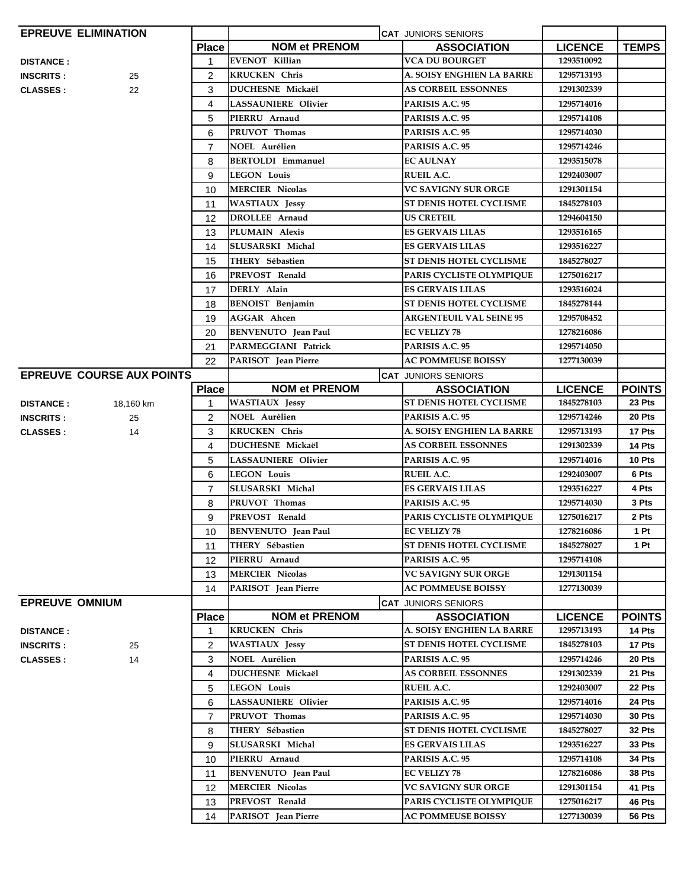## EPREUVE ELIMINATION

**CAT** JUNIORS SENIORS

**DISTANCE :**
**INSCRITS :** 25
**CLASSES :** 22

| Place | NOM et PRENOM | ASSOCIATION | LICENCE | TEMPS |
|---|---|---|---|---|
| 1 | EVENOT Killian | VCA DU BOURGET | 1293510092 | |
| 2 | KRUCKEN Chris | A. SOISY ENGHIEN LA BARRE | 1295713193 | |
| 3 | DUCHESNE Mickaël | AS CORBEIL ESSONNES | 1291302339 | |
| 4 | LASSAUNIERE Olivier | PARISIS A.C. 95 | 1295714016 | |
| 5 | PIERRU Arnaud | PARISIS A.C. 95 | 1295714108 | |
| 6 | PRUVOT Thomas | PARISIS A.C. 95 | 1295714030 | |
| 7 | NOEL Aurélien | PARISIS A.C. 95 | 1295714246 | |
| 8 | BERTOLDI Emmanuel | EC AULNAY | 1293515078 | |
| 9 | LEGON Louis | RUEIL A.C. | 1292403007 | |
| 10 | MERCIER Nicolas | VC SAVIGNY SUR ORGE | 1291301154 | |
| 11 | WASTIAUX Jessy | ST DENIS HOTEL CYCLISME | 1845278103 | |
| 12 | DROLLEE Arnaud | US CRETEIL | 1294604150 | |
| 13 | PLUMAIN Alexis | ES GERVAIS LILAS | 1293516165 | |
| 14 | SLUSARSKI Michal | ES GERVAIS LILAS | 1293516227 | |
| 15 | THERY Sébastien | ST DENIS HOTEL CYCLISME | 1845278027 | |
| 16 | PREVOST Renald | PARIS CYCLISTE OLYMPIQUE | 1275016217 | |
| 17 | DERLY Alain | ES GERVAIS LILAS | 1293516024 | |
| 18 | BENOIST Benjamin | ST DENIS HOTEL CYCLISME | 1845278144 | |
| 19 | AGGAR Ahcen | ARGENTEUIL VAL SEINE 95 | 1295708452 | |
| 20 | BENVENUTO Jean Paul | EC VELIZY 78 | 1278216086 | |
| 21 | PARMEGGIANI Patrick | PARISIS A.C. 95 | 1295714050 | |
| 22 | PARISOT Jean Pierre | AC POMMEUSE BOISSY | 1277130039 | |

## EPREUVE COURSE AUX POINTS

**CAT** JUNIORS SENIORS

**DISTANCE :** 18,160 km
**INSCRITS :** 25
**CLASSES :** 14

| Place | NOM et PRENOM | ASSOCIATION | LICENCE | POINTS |
|---|---|---|---|---|
| 1 | WASTIAUX Jessy | ST DENIS HOTEL CYCLISME | 1845278103 | 23 Pts |
| 2 | NOEL Aurélien | PARISIS A.C. 95 | 1295714246 | 20 Pts |
| 3 | KRUCKEN Chris | A. SOISY ENGHIEN LA BARRE | 1295713193 | 17 Pts |
| 4 | DUCHESNE Mickaël | AS CORBEIL ESSONNES | 1291302339 | 14 Pts |
| 5 | LASSAUNIERE Olivier | PARISIS A.C. 95 | 1295714016 | 10 Pts |
| 6 | LEGON Louis | RUEIL A.C. | 1292403007 | 6 Pts |
| 7 | SLUSARSKI Michal | ES GERVAIS LILAS | 1293516227 | 4 Pts |
| 8 | PRUVOT Thomas | PARISIS A.C. 95 | 1295714030 | 3 Pts |
| 9 | PREVOST Renald | PARIS CYCLISTE OLYMPIQUE | 1275016217 | 2 Pts |
| 10 | BENVENUTO Jean Paul | EC VELIZY 78 | 1278216086 | 1 Pt |
| 11 | THERY Sébastien | ST DENIS HOTEL CYCLISME | 1845278027 | 1 Pt |
| 12 | PIERRU Arnaud | PARISIS A.C. 95 | 1295714108 | |
| 13 | MERCIER Nicolas | VC SAVIGNY SUR ORGE | 1291301154 | |
| 14 | PARISOT Jean Pierre | AC POMMEUSE BOISSY | 1277130039 | |

## EPREUVE OMNIUM

**CAT** JUNIORS SENIORS

**DISTANCE :**
**INSCRITS :** 25
**CLASSES :** 14

| Place | NOM et PRENOM | ASSOCIATION | LICENCE | POINTS |
|---|---|---|---|---|
| 1 | KRUCKEN Chris | A. SOISY ENGHIEN LA BARRE | 1295713193 | 14 Pts |
| 2 | WASTIAUX Jessy | ST DENIS HOTEL CYCLISME | 1845278103 | 17 Pts |
| 3 | NOEL Aurélien | PARISIS A.C. 95 | 1295714246 | 20 Pts |
| 4 | DUCHESNE Mickaël | AS CORBEIL ESSONNES | 1291302339 | 21 Pts |
| 5 | LEGON Louis | RUEIL A.C. | 1292403007 | 22 Pts |
| 6 | LASSAUNIERE Olivier | PARISIS A.C. 95 | 1295714016 | 24 Pts |
| 7 | PRUVOT Thomas | PARISIS A.C. 95 | 1295714030 | 30 Pts |
| 8 | THERY Sébastien | ST DENIS HOTEL CYCLISME | 1845278027 | 32 Pts |
| 9 | SLUSARSKI Michal | ES GERVAIS LILAS | 1293516227 | 33 Pts |
| 10 | PIERRU Arnaud | PARISIS A.C. 95 | 1295714108 | 34 Pts |
| 11 | BENVENUTO Jean Paul | EC VELIZY 78 | 1278216086 | 38 Pts |
| 12 | MERCIER Nicolas | VC SAVIGNY SUR ORGE | 1291301154 | 41 Pts |
| 13 | PREVOST Renald | PARIS CYCLISTE OLYMPIQUE | 1275016217 | 46 Pts |
| 14 | PARISOT Jean Pierre | AC POMMEUSE BOISSY | 1277130039 | 56 Pts |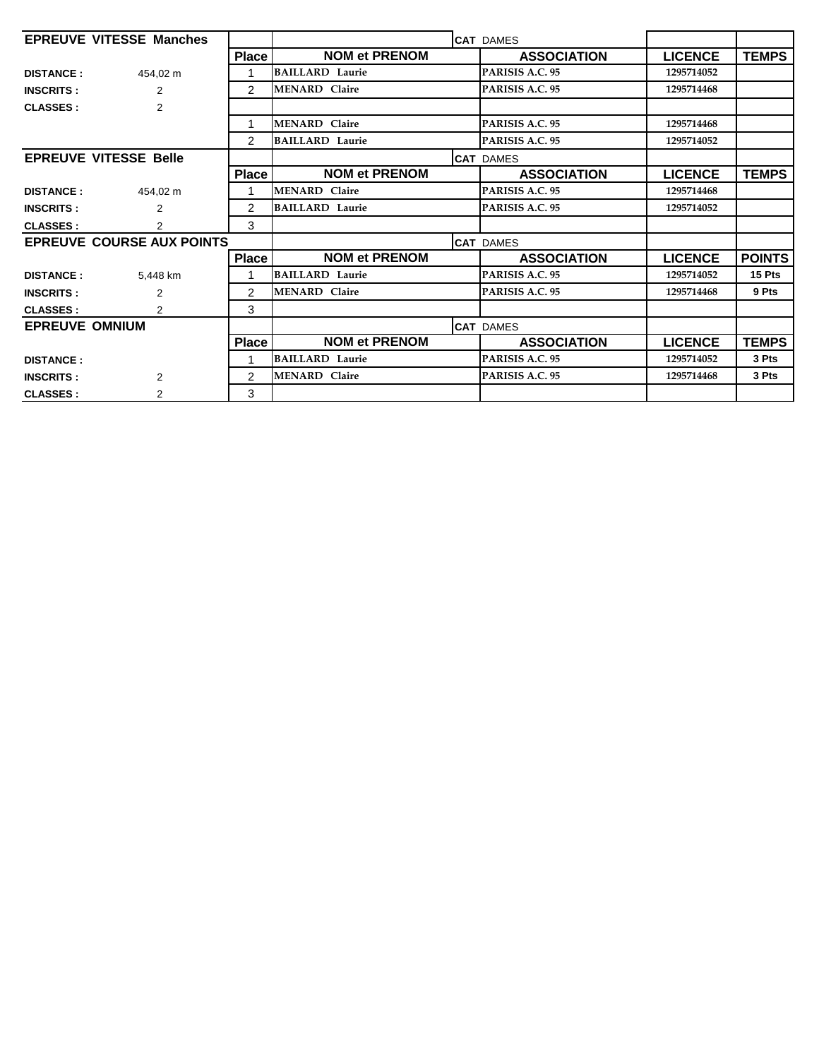| EPREUVE VITESSE Manches | | | | CAT DAMES | | |
|---|---|---|---|---|---|---|
| | | Place | NOM et PRENOM | ASSOCIATION | LICENCE | TEMPS |
| DISTANCE : | 454,02 m | 1 | BAILLARD Laurie | PARISIS A.C. 95 | 1295714052 | |
| INSCRITS : | 2 | 2 | MENARD Claire | PARISIS A.C. 95 | 1295714468 | |
| CLASSES : | 2 | | | | | |
| | | 1 | MENARD Claire | PARISIS A.C. 95 | 1295714468 | |
| | | 2 | BAILLARD Laurie | PARISIS A.C. 95 | 1295714052 | |

| EPREUVE VITESSE Belle | | | | CAT DAMES | | |
|---|---|---|---|---|---|---|
| | | Place | NOM et PRENOM | ASSOCIATION | LICENCE | TEMPS |
| DISTANCE : | 454,02 m | 1 | MENARD Claire | PARISIS A.C. 95 | 1295714468 | |
| INSCRITS : | 2 | 2 | BAILLARD Laurie | PARISIS A.C. 95 | 1295714052 | |
| CLASSES : | 2 | 3 | | | | |

| EPREUVE COURSE AUX POINTS | | | | CAT DAMES | | |
|---|---|---|---|---|---|---|
| | | Place | NOM et PRENOM | ASSOCIATION | LICENCE | POINTS |
| DISTANCE : | 5,448 km | 1 | BAILLARD Laurie | PARISIS A.C. 95 | 1295714052 | 15 Pts |
| INSCRITS : | 2 | 2 | MENARD Claire | PARISIS A.C. 95 | 1295714468 | 9 Pts |
| CLASSES : | 2 | 3 | | | | |

| EPREUVE OMNIUM | | | | CAT DAMES | | |
|---|---|---|---|---|---|---|
| | | Place | NOM et PRENOM | ASSOCIATION | LICENCE | TEMPS |
| DISTANCE : | | 1 | BAILLARD Laurie | PARISIS A.C. 95 | 1295714052 | 3 Pts |
| INSCRITS : | 2 | 2 | MENARD Claire | PARISIS A.C. 95 | 1295714468 | 3 Pts |
| CLASSES : | 2 | 3 | | | | |